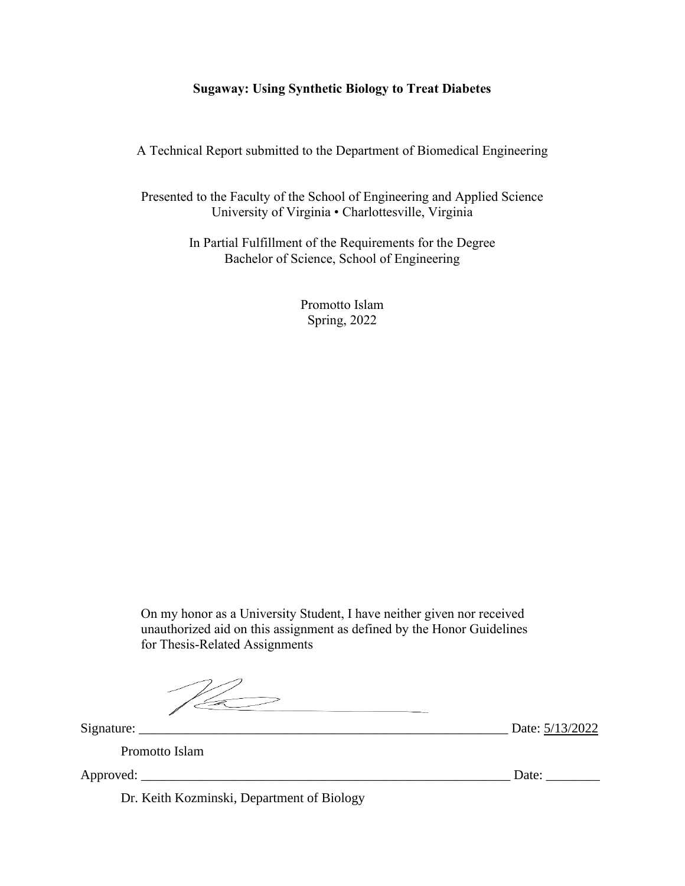**Sugaway: Using Synthetic Biology to Treat Diabetes**

A Technical Report submitted to the Department of Biomedical Engineering

Presented to the Faculty of the School of Engineering and Applied Science
University of Virginia • Charlottesville, Virginia

In Partial Fulfillment of the Requirements for the Degree
Bachelor of Science, School of Engineering

Promotto Islam
Spring, 2022

On my honor as a University Student, I have neither given nor received unauthorized aid on this assignment as defined by the Honor Guidelines for Thesis-Related Assignments

Signature: ______________________________ Date: 5/13/2022

Promotto Islam

Approved: ______________________________ Date: ________

Dr. Keith Kozminski, Department of Biology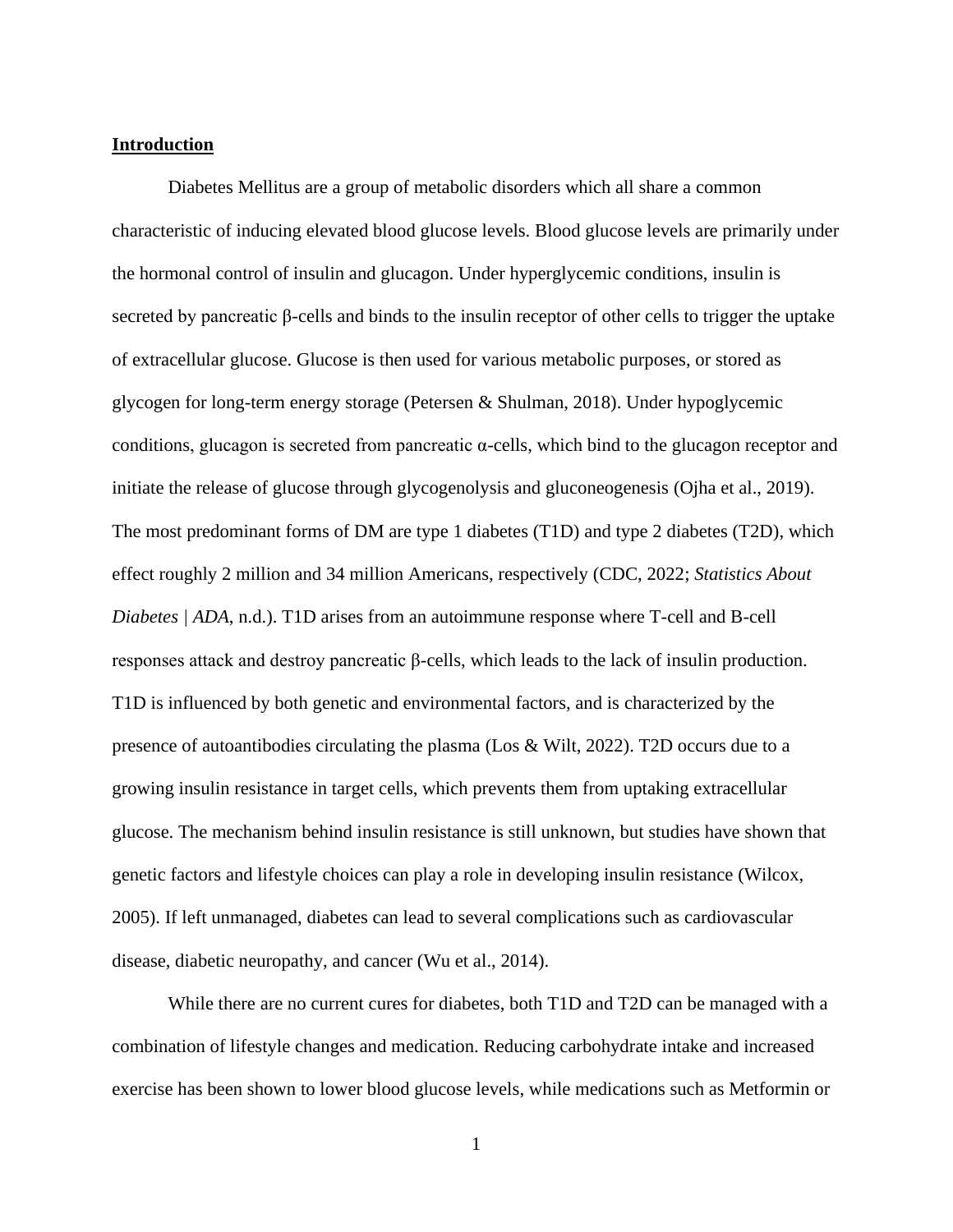## **Introduction**

Diabetes Mellitus are a group of metabolic disorders which all share a common characteristic of inducing elevated blood glucose levels. Blood glucose levels are primarily under the hormonal control of insulin and glucagon. Under hyperglycemic conditions, insulin is secreted by pancreatic β-cells and binds to the insulin receptor of other cells to trigger the uptake of extracellular glucose. Glucose is then used for various metabolic purposes, or stored as glycogen for long-term energy storage (Petersen & Shulman, 2018). Under hypoglycemic conditions, glucagon is secreted from pancreatic α-cells, which bind to the glucagon receptor and initiate the release of glucose through glycogenolysis and gluconeogenesis (Ojha et al., 2019). The most predominant forms of DM are type 1 diabetes (T1D) and type 2 diabetes (T2D), which effect roughly 2 million and 34 million Americans, respectively (CDC, 2022; *Statistics About Diabetes | ADA*, n.d.). T1D arises from an autoimmune response where T-cell and B-cell responses attack and destroy pancreatic β-cells, which leads to the lack of insulin production. T1D is influenced by both genetic and environmental factors, and is characterized by the presence of autoantibodies circulating the plasma (Los & Wilt, 2022). T2D occurs due to a growing insulin resistance in target cells, which prevents them from uptaking extracellular glucose. The mechanism behind insulin resistance is still unknown, but studies have shown that genetic factors and lifestyle choices can play a role in developing insulin resistance (Wilcox, 2005). If left unmanaged, diabetes can lead to several complications such as cardiovascular disease, diabetic neuropathy, and cancer (Wu et al., 2014).

While there are no current cures for diabetes, both T1D and T2D can be managed with a combination of lifestyle changes and medication. Reducing carbohydrate intake and increased exercise has been shown to lower blood glucose levels, while medications such as Metformin or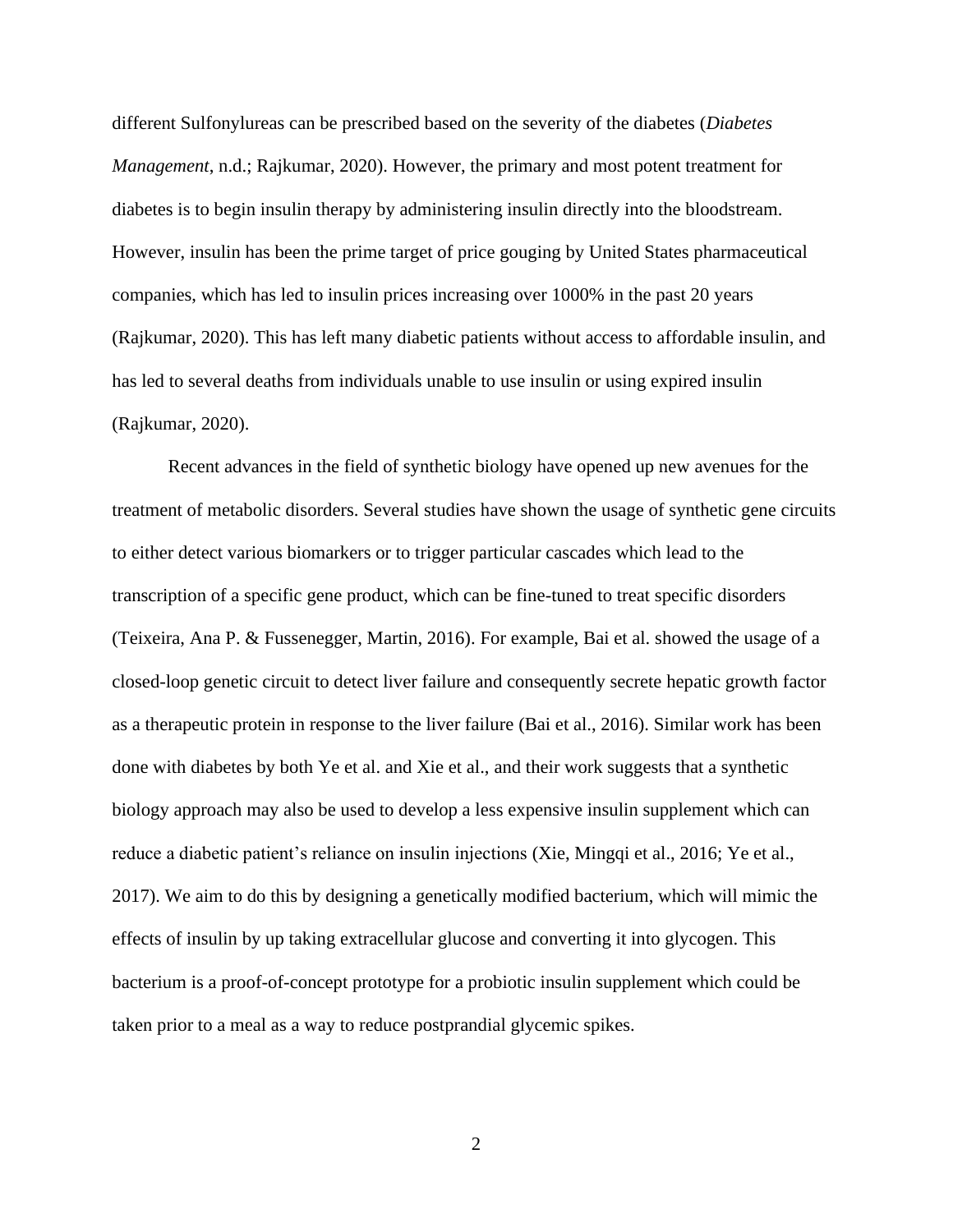different Sulfonylureas can be prescribed based on the severity of the diabetes (*Diabetes Management*, n.d.; Rajkumar, 2020). However, the primary and most potent treatment for diabetes is to begin insulin therapy by administering insulin directly into the bloodstream. However, insulin has been the prime target of price gouging by United States pharmaceutical companies, which has led to insulin prices increasing over 1000% in the past 20 years (Rajkumar, 2020). This has left many diabetic patients without access to affordable insulin, and has led to several deaths from individuals unable to use insulin or using expired insulin (Rajkumar, 2020).

Recent advances in the field of synthetic biology have opened up new avenues for the treatment of metabolic disorders. Several studies have shown the usage of synthetic gene circuits to either detect various biomarkers or to trigger particular cascades which lead to the transcription of a specific gene product, which can be fine-tuned to treat specific disorders (Teixeira, Ana P. & Fussenegger, Martin, 2016). For example, Bai et al. showed the usage of a closed-loop genetic circuit to detect liver failure and consequently secrete hepatic growth factor as a therapeutic protein in response to the liver failure (Bai et al., 2016). Similar work has been done with diabetes by both Ye et al. and Xie et al., and their work suggests that a synthetic biology approach may also be used to develop a less expensive insulin supplement which can reduce a diabetic patient's reliance on insulin injections (Xie, Mingqi et al., 2016; Ye et al., 2017). We aim to do this by designing a genetically modified bacterium, which will mimic the effects of insulin by up taking extracellular glucose and converting it into glycogen. This bacterium is a proof-of-concept prototype for a probiotic insulin supplement which could be taken prior to a meal as a way to reduce postprandial glycemic spikes.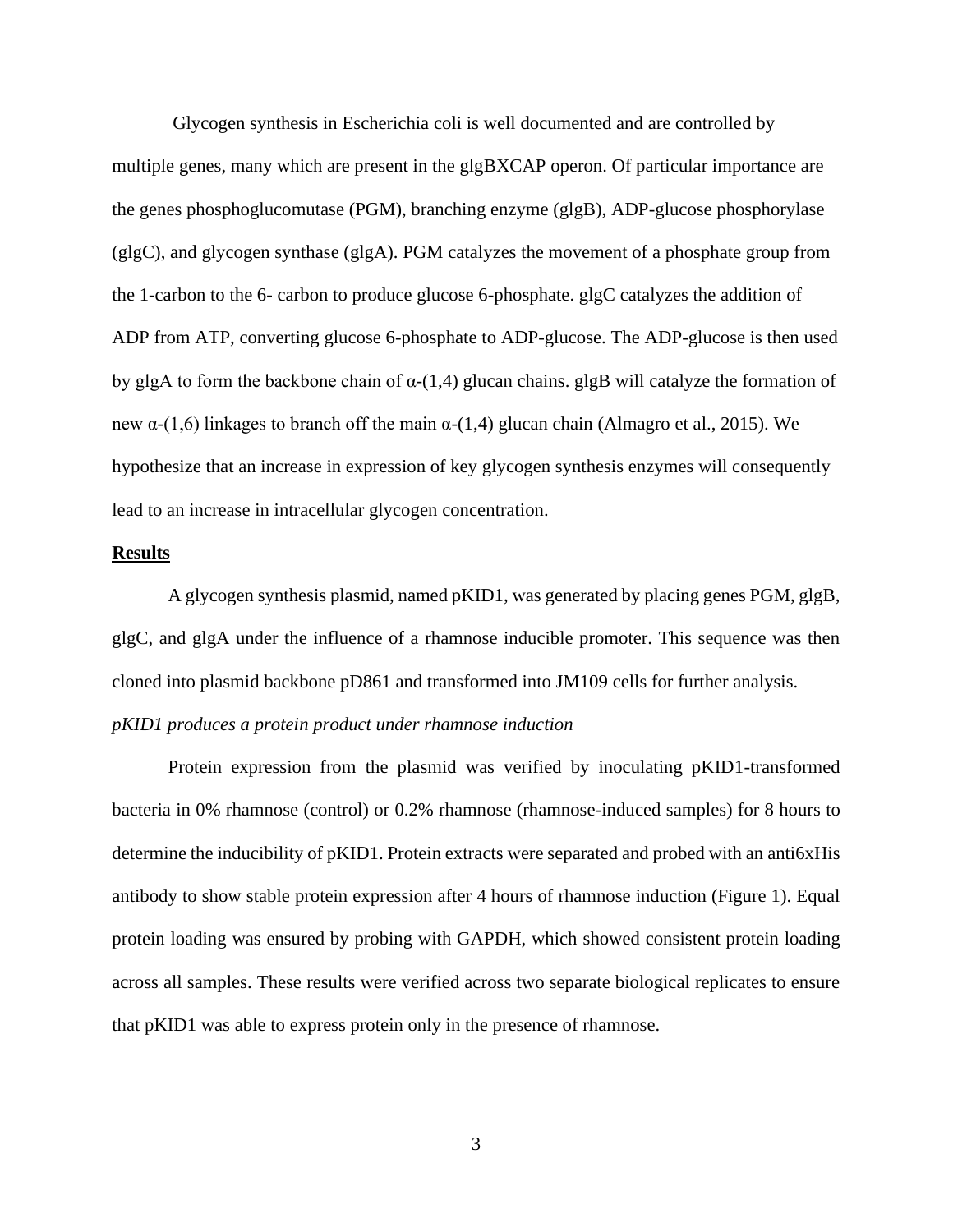Glycogen synthesis in Escherichia coli is well documented and are controlled by multiple genes, many which are present in the glgBXCAP operon. Of particular importance are the genes phosphoglucomutase (PGM), branching enzyme (glgB), ADP-glucose phosphorylase (glgC), and glycogen synthase (glgA). PGM catalyzes the movement of a phosphate group from the 1-carbon to the 6- carbon to produce glucose 6-phosphate. glgC catalyzes the addition of ADP from ATP, converting glucose 6-phosphate to ADP-glucose. The ADP-glucose is then used by glgA to form the backbone chain of α-(1,4) glucan chains. glgB will catalyze the formation of new α-(1,6) linkages to branch off the main α-(1,4) glucan chain (Almagro et al., 2015). We hypothesize that an increase in expression of key glycogen synthesis enzymes will consequently lead to an increase in intracellular glycogen concentration.

## Results

A glycogen synthesis plasmid, named pKID1, was generated by placing genes PGM, glgB, glgC, and glgA under the influence of a rhamnose inducible promoter. This sequence was then cloned into plasmid backbone pD861 and transformed into JM109 cells for further analysis.

### *pKID1 produces a protein product under rhamnose induction*

Protein expression from the plasmid was verified by inoculating pKID1-transformed bacteria in 0% rhamnose (control) or 0.2% rhamnose (rhamnose-induced samples) for 8 hours to determine the inducibility of pKID1. Protein extracts were separated and probed with an anti6xHis antibody to show stable protein expression after 4 hours of rhamnose induction (Figure 1). Equal protein loading was ensured by probing with GAPDH, which showed consistent protein loading across all samples. These results were verified across two separate biological replicates to ensure that pKID1 was able to express protein only in the presence of rhamnose.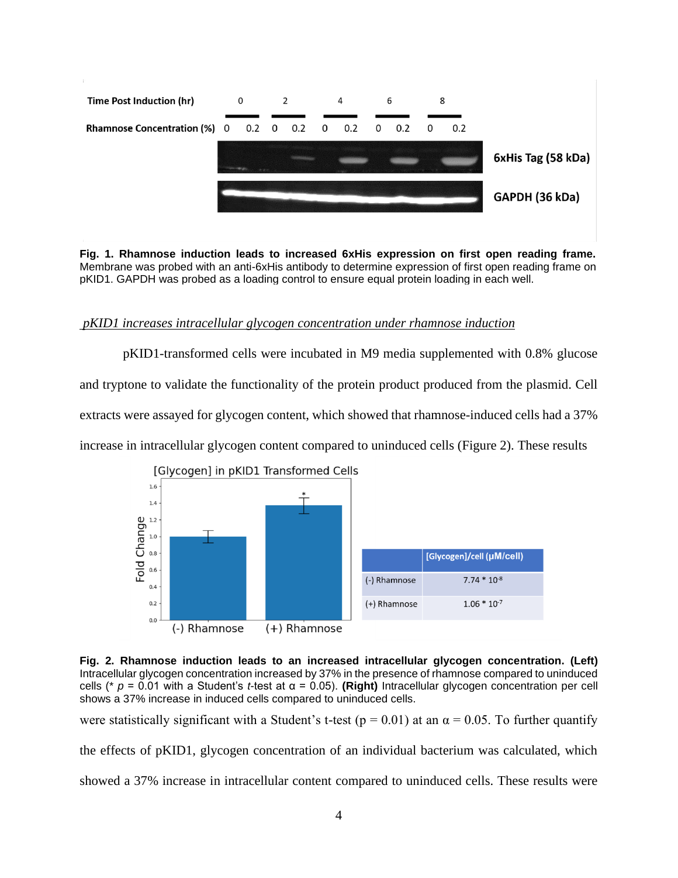Fig. 1. **Rhamnose induction leads to increased 6xHis expression on first open reading frame.** Membrane was probed with an anti-6xHis antibody to determine expression of first open reading frame on pKID1. GAPDH was probed as a loading control to ensure equal protein loading in each well.

### *pKID1 increases intracellular glycogen concentration under rhamnose induction*

pKID1-transformed cells were incubated in M9 media supplemented with 0.8% glucose and tryptone to validate the functionality of the protein product produced from the plasmid. Cell extracts were assayed for glycogen content, which showed that rhamnose-induced cells had a 37% increase in intracellular glycogen content compared to uninduced cells (Figure 2). These results

| | [Glycogen]/cell (μM/cell) |
|---|---|
| (-) Rhamnose | $7.74 * 10^{-8}$ |
| (+) Rhamnose | $1.06 * 10^{-7}$ |

**Fig. 2. Rhamnose induction leads to an increased intracellular glycogen concentration. (Left)** Intracellular glycogen concentration increased by 37% in the presence of rhamnose compared to uninduced cells (* $p = 0.01$ with a Student's *t*-test at $\alpha = 0.05$). **(Right)** Intracellular glycogen concentration per cell shows a 37% increase in induced cells compared to uninduced cells.

were statistically significant with a Student's t-test ($p = 0.01$) at an $\alpha = 0.05$. To further quantify the effects of pKID1, glycogen concentration of an individual bacterium was calculated, which showed a 37% increase in intracellular content compared to uninduced cells. These results were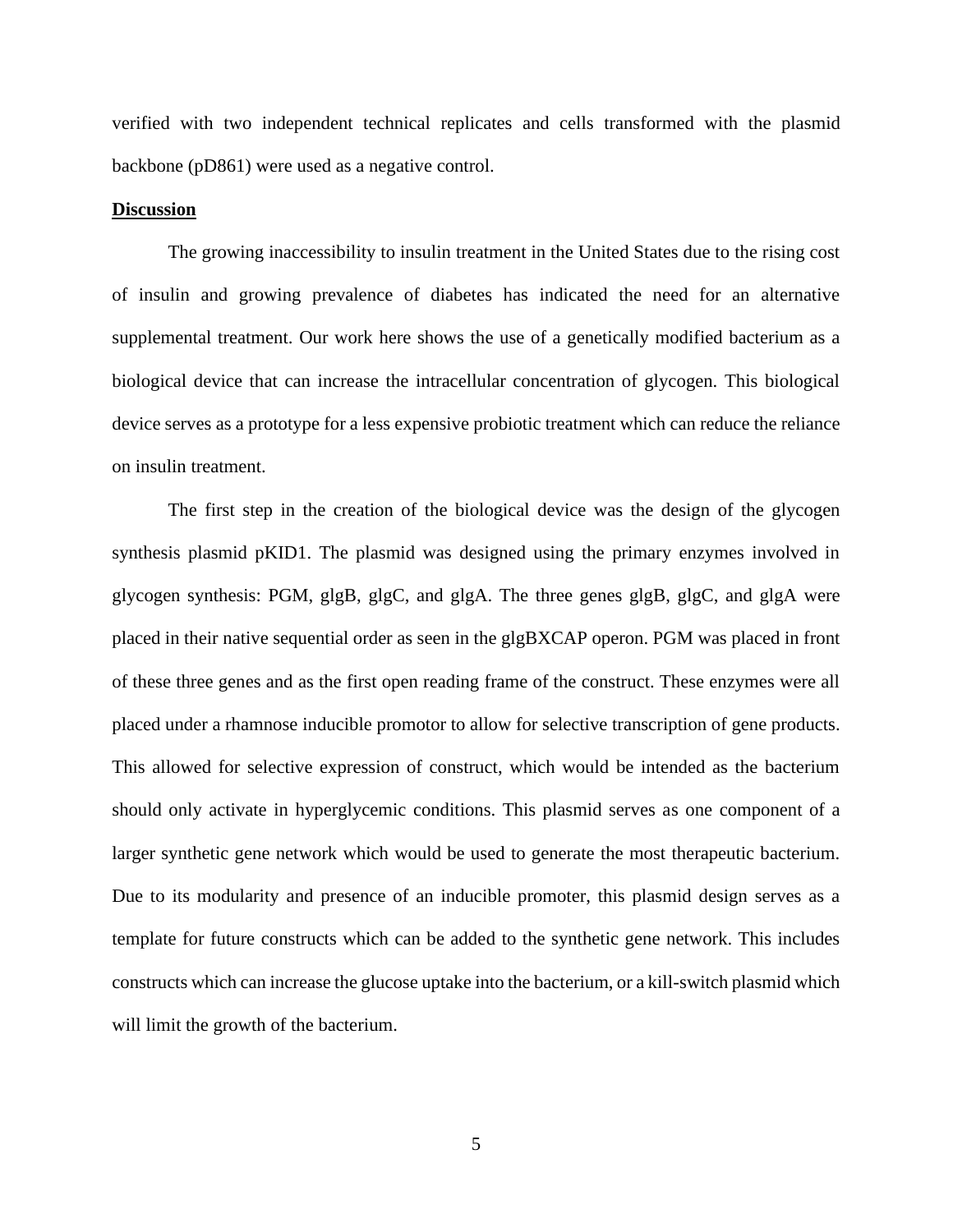verified with two independent technical replicates and cells transformed with the plasmid backbone (pD861) were used as a negative control.

## Discussion

The growing inaccessibility to insulin treatment in the United States due to the rising cost of insulin and growing prevalence of diabetes has indicated the need for an alternative supplemental treatment. Our work here shows the use of a genetically modified bacterium as a biological device that can increase the intracellular concentration of glycogen. This biological device serves as a prototype for a less expensive probiotic treatment which can reduce the reliance on insulin treatment.

The first step in the creation of the biological device was the design of the glycogen synthesis plasmid pKID1. The plasmid was designed using the primary enzymes involved in glycogen synthesis: PGM, glgB, glgC, and glgA. The three genes glgB, glgC, and glgA were placed in their native sequential order as seen in the glgBXCAP operon. PGM was placed in front of these three genes and as the first open reading frame of the construct. These enzymes were all placed under a rhamnose inducible promotor to allow for selective transcription of gene products. This allowed for selective expression of construct, which would be intended as the bacterium should only activate in hyperglycemic conditions. This plasmid serves as one component of a larger synthetic gene network which would be used to generate the most therapeutic bacterium. Due to its modularity and presence of an inducible promoter, this plasmid design serves as a template for future constructs which can be added to the synthetic gene network. This includes constructs which can increase the glucose uptake into the bacterium, or a kill-switch plasmid which will limit the growth of the bacterium.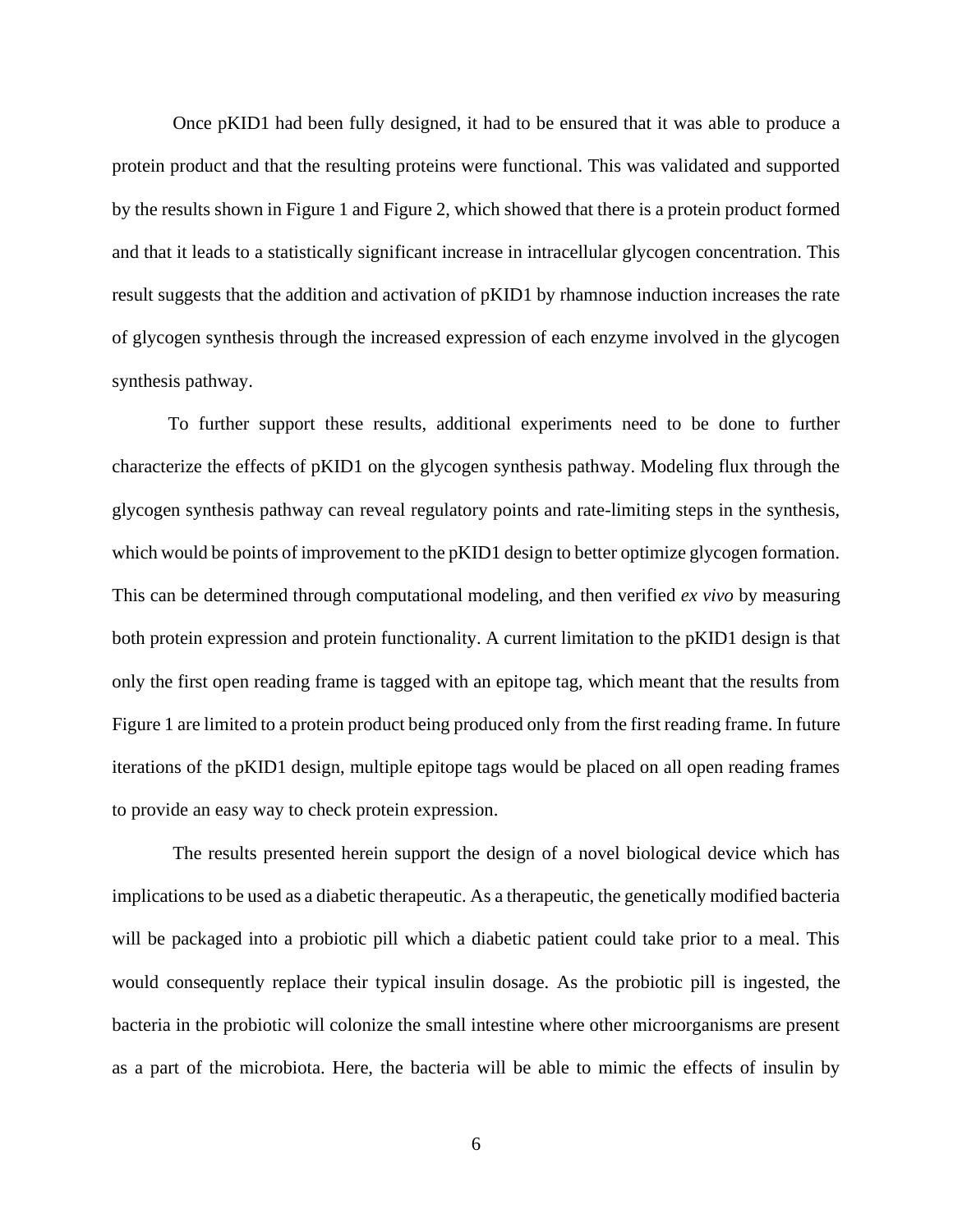Once pKID1 had been fully designed, it had to be ensured that it was able to produce a protein product and that the resulting proteins were functional. This was validated and supported by the results shown in Figure 1 and Figure 2, which showed that there is a protein product formed and that it leads to a statistically significant increase in intracellular glycogen concentration. This result suggests that the addition and activation of pKID1 by rhamnose induction increases the rate of glycogen synthesis through the increased expression of each enzyme involved in the glycogen synthesis pathway.

To further support these results, additional experiments need to be done to further characterize the effects of pKID1 on the glycogen synthesis pathway. Modeling flux through the glycogen synthesis pathway can reveal regulatory points and rate-limiting steps in the synthesis, which would be points of improvement to the pKID1 design to better optimize glycogen formation. This can be determined through computational modeling, and then verified *ex vivo* by measuring both protein expression and protein functionality. A current limitation to the pKID1 design is that only the first open reading frame is tagged with an epitope tag, which meant that the results from Figure 1 are limited to a protein product being produced only from the first reading frame. In future iterations of the pKID1 design, multiple epitope tags would be placed on all open reading frames to provide an easy way to check protein expression.

The results presented herein support the design of a novel biological device which has implications to be used as a diabetic therapeutic. As a therapeutic, the genetically modified bacteria will be packaged into a probiotic pill which a diabetic patient could take prior to a meal. This would consequently replace their typical insulin dosage. As the probiotic pill is ingested, the bacteria in the probiotic will colonize the small intestine where other microorganisms are present as a part of the microbiota. Here, the bacteria will be able to mimic the effects of insulin by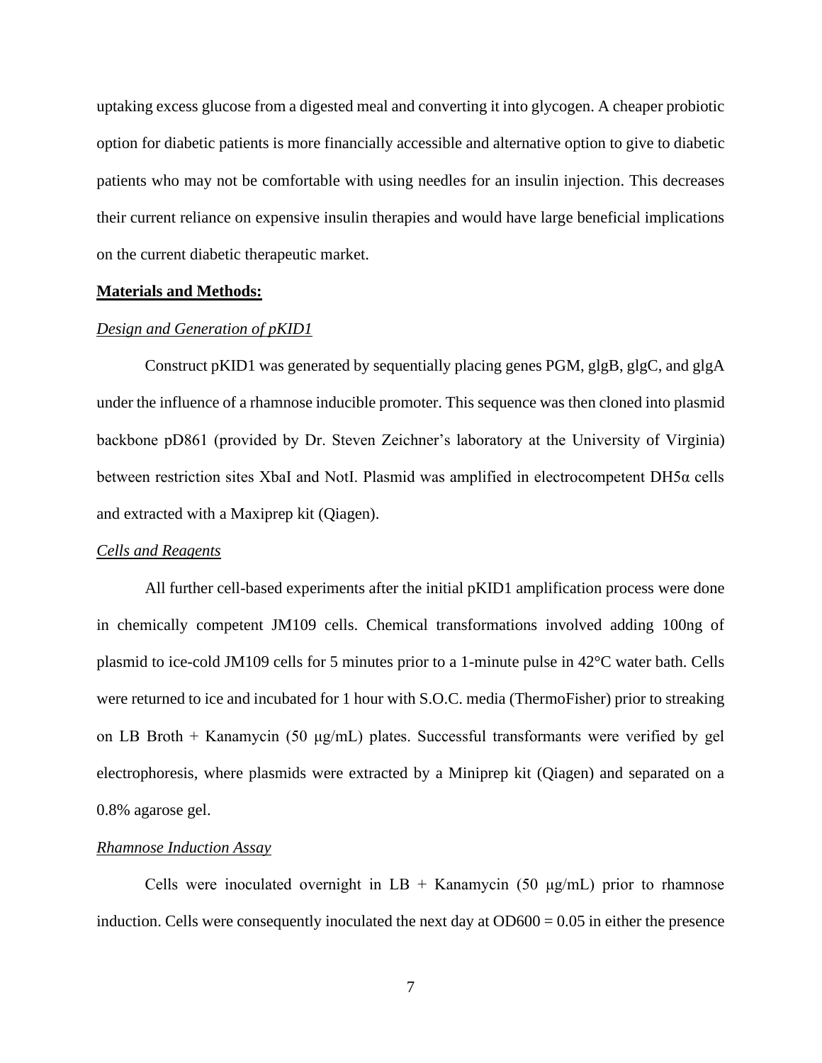uptaking excess glucose from a digested meal and converting it into glycogen. A cheaper probiotic option for diabetic patients is more financially accessible and alternative option to give to diabetic patients who may not be comfortable with using needles for an insulin injection. This decreases their current reliance on expensive insulin therapies and would have large beneficial implications on the current diabetic therapeutic market.

## **Materials and Methods:**

### *Design and Generation of pKID1*

Construct pKID1 was generated by sequentially placing genes PGM, glgB, glgC, and glgA under the influence of a rhamnose inducible promoter. This sequence was then cloned into plasmid backbone pD861 (provided by Dr. Steven Zeichner's laboratory at the University of Virginia) between restriction sites XbaI and NotI. Plasmid was amplified in electrocompetent DH5α cells and extracted with a Maxiprep kit (Qiagen).

### *Cells and Reagents*

All further cell-based experiments after the initial pKID1 amplification process were done in chemically competent JM109 cells. Chemical transformations involved adding 100ng of plasmid to ice-cold JM109 cells for 5 minutes prior to a 1-minute pulse in 42°C water bath. Cells were returned to ice and incubated for 1 hour with S.O.C. media (ThermoFisher) prior to streaking on LB Broth + Kanamycin (50 μg/mL) plates. Successful transformants were verified by gel electrophoresis, where plasmids were extracted by a Miniprep kit (Qiagen) and separated on a 0.8% agarose gel.

### *Rhamnose Induction Assay*

Cells were inoculated overnight in LB + Kanamycin (50 μg/mL) prior to rhamnose induction. Cells were consequently inoculated the next day at $OD600 = 0.05$ in either the presence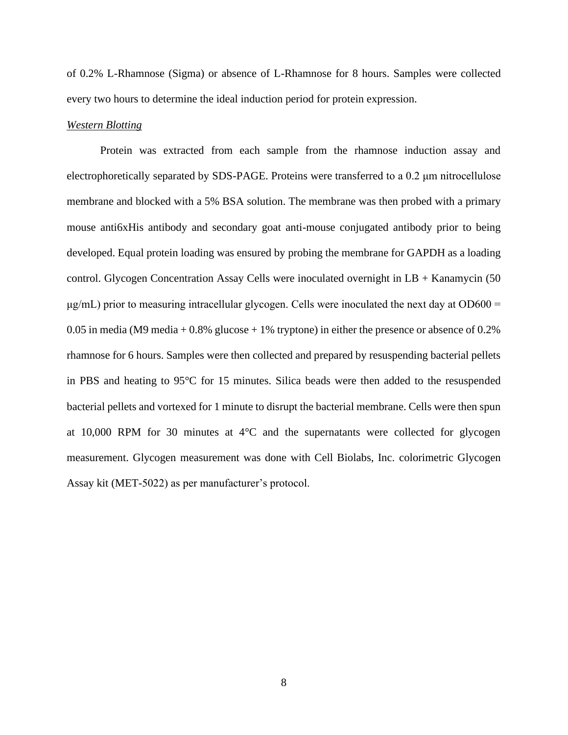of 0.2% L-Rhamnose (Sigma) or absence of L-Rhamnose for 8 hours. Samples were collected every two hours to determine the ideal induction period for protein expression.

*Western Blotting*

Protein was extracted from each sample from the rhamnose induction assay and electrophoretically separated by SDS-PAGE. Proteins were transferred to a 0.2 μm nitrocellulose membrane and blocked with a 5% BSA solution. The membrane was then probed with a primary mouse anti6xHis antibody and secondary goat anti-mouse conjugated antibody prior to being developed. Equal protein loading was ensured by probing the membrane for GAPDH as a loading control. Glycogen Concentration Assay Cells were inoculated overnight in LB + Kanamycin (50 μg/mL) prior to measuring intracellular glycogen. Cells were inoculated the next day at $OD_{600}$ = 0.05 in media (M9 media + 0.8% glucose + 1% tryptone) in either the presence or absence of 0.2% rhamnose for 6 hours. Samples were then collected and prepared by resuspending bacterial pellets in PBS and heating to 95°C for 15 minutes. Silica beads were then added to the resuspended bacterial pellets and vortexed for 1 minute to disrupt the bacterial membrane. Cells were then spun at 10,000 RPM for 30 minutes at 4°C and the supernatants were collected for glycogen measurement. Glycogen measurement was done with Cell Biolabs, Inc. colorimetric Glycogen Assay kit (MET-5022) as per manufacturer's protocol.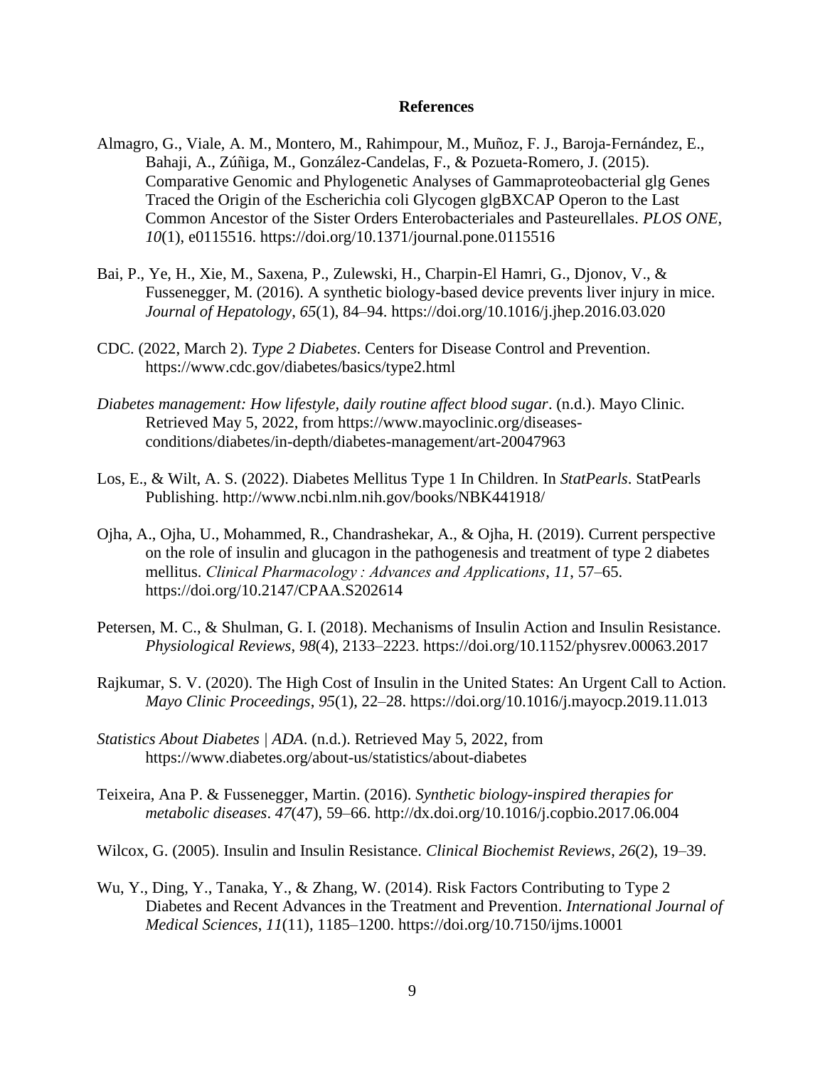# References

Almagro, G., Viale, A. M., Montero, M., Rahimpour, M., Muñoz, F. J., Baroja-Fernández, E., Bahaji, A., Zúñiga, M., González-Candelas, F., & Pozueta-Romero, J. (2015). Comparative Genomic and Phylogenetic Analyses of Gammaproteobacterial glg Genes Traced the Origin of the Escherichia coli Glycogen glgBXCAP Operon to the Last Common Ancestor of the Sister Orders Enterobacteriales and Pasteurellales. *PLOS ONE*, *10*(1), e0115516. https://doi.org/10.1371/journal.pone.0115516

Bai, P., Ye, H., Xie, M., Saxena, P., Zulewski, H., Charpin-El Hamri, G., Djonov, V., & Fussenegger, M. (2016). A synthetic biology-based device prevents liver injury in mice. *Journal of Hepatology*, *65*(1), 84–94. https://doi.org/10.1016/j.jhep.2016.03.020

CDC. (2022, March 2). *Type 2 Diabetes*. Centers for Disease Control and Prevention. https://www.cdc.gov/diabetes/basics/type2.html

*Diabetes management: How lifestyle, daily routine affect blood sugar*. (n.d.). Mayo Clinic. Retrieved May 5, 2022, from https://www.mayoclinic.org/diseases-conditions/diabetes/in-depth/diabetes-management/art-20047963

Los, E., & Wilt, A. S. (2022). Diabetes Mellitus Type 1 In Children. In *StatPearls*. StatPearls Publishing. http://www.ncbi.nlm.nih.gov/books/NBK441918/

Ojha, A., Ojha, U., Mohammed, R., Chandrashekar, A., & Ojha, H. (2019). Current perspective on the role of insulin and glucagon in the pathogenesis and treatment of type 2 diabetes mellitus. *Clinical Pharmacology : Advances and Applications*, *11*, 57–65. https://doi.org/10.2147/CPAA.S202614

Petersen, M. C., & Shulman, G. I. (2018). Mechanisms of Insulin Action and Insulin Resistance. *Physiological Reviews*, *98*(4), 2133–2223. https://doi.org/10.1152/physrev.00063.2017

Rajkumar, S. V. (2020). The High Cost of Insulin in the United States: An Urgent Call to Action. *Mayo Clinic Proceedings*, *95*(1), 22–28. https://doi.org/10.1016/j.mayocp.2019.11.013

*Statistics About Diabetes | ADA*. (n.d.). Retrieved May 5, 2022, from https://www.diabetes.org/about-us/statistics/about-diabetes

Teixeira, Ana P. & Fussenegger, Martin. (2016). *Synthetic biology-inspired therapies for metabolic diseases*. *47*(47), 59–66. http://dx.doi.org/10.1016/j.copbio.2017.06.004

Wilcox, G. (2005). Insulin and Insulin Resistance. *Clinical Biochemist Reviews*, *26*(2), 19–39.

Wu, Y., Ding, Y., Tanaka, Y., & Zhang, W. (2014). Risk Factors Contributing to Type 2 Diabetes and Recent Advances in the Treatment and Prevention. *International Journal of Medical Sciences*, *11*(11), 1185–1200. https://doi.org/10.7150/ijms.10001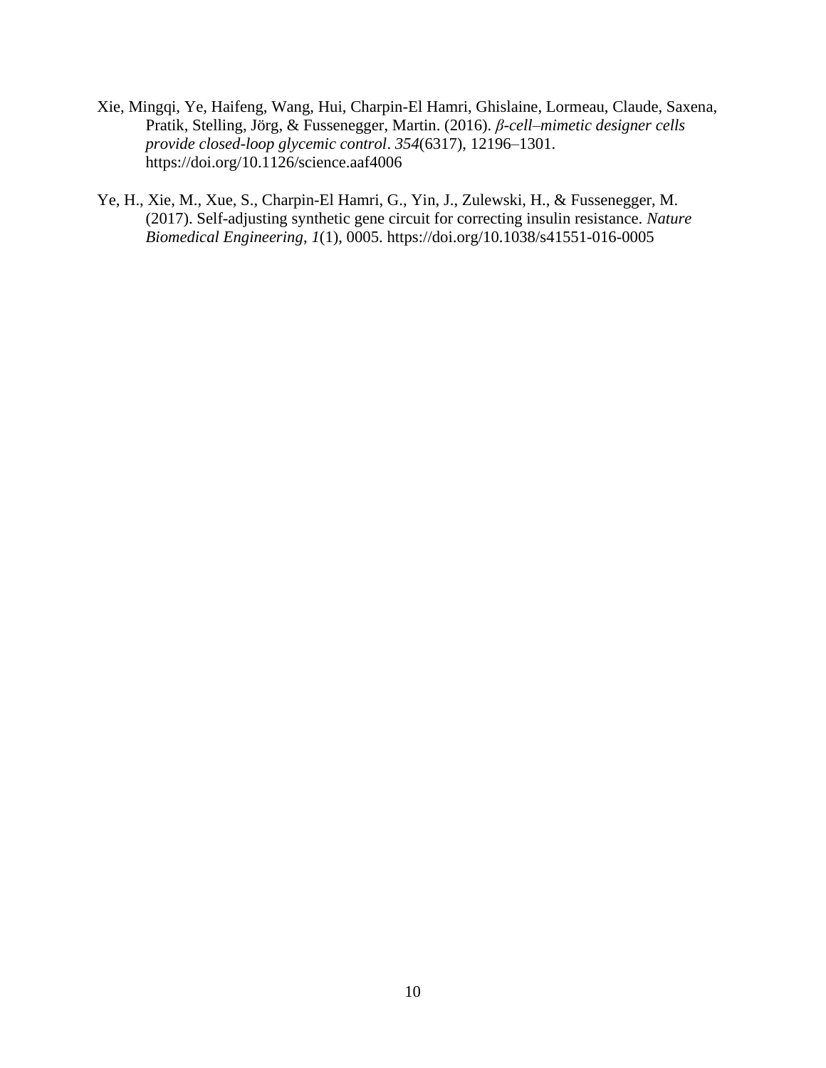Xie, Mingqi, Ye, Haifeng, Wang, Hui, Charpin-El Hamri, Ghislaine, Lormeau, Claude, Saxena, Pratik, Stelling, Jörg, & Fussenegger, Martin. (2016). *β-cell–mimetic designer cells provide closed-loop glycemic control*. *354*(6317), 12196–1301. https://doi.org/10.1126/science.aaf4006

Ye, H., Xie, M., Xue, S., Charpin-El Hamri, G., Yin, J., Zulewski, H., & Fussenegger, M. (2017). Self-adjusting synthetic gene circuit for correcting insulin resistance. *Nature Biomedical Engineering*, *1*(1), 0005. https://doi.org/10.1038/s41551-016-0005